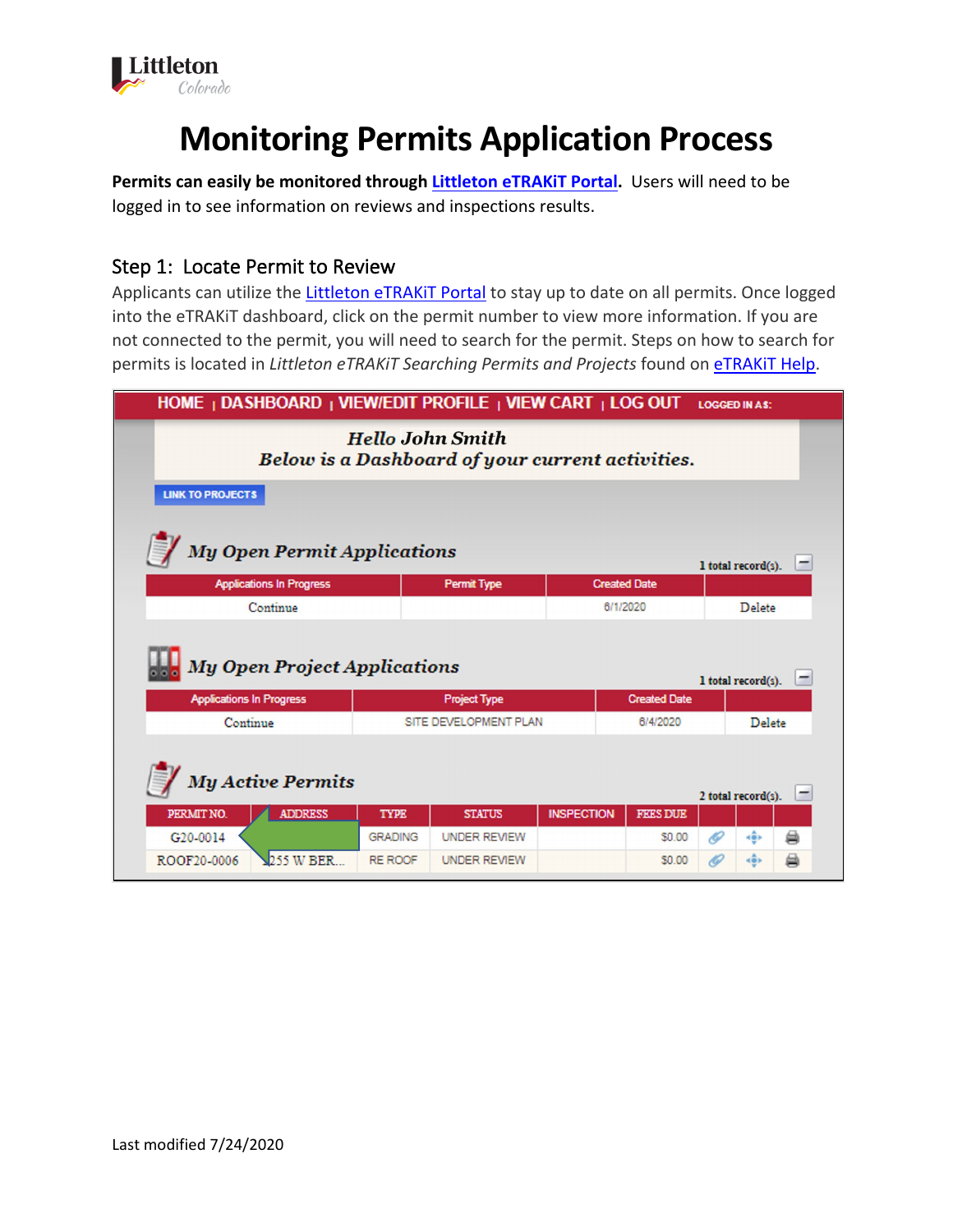# Monitoring Permits Application Process

**Permits can easily be monitored through Littleton eTRAKiT Portal.** Users will need to be logged in to see information on reviews and inspections results.

## Step 1: Locate Permit to Review

Applicants can utilize the Littleton eTRAKiT Portal to stay up to date on all permits. Once logged into the eTRAKiT dashboard, click on the permit number to view more information. If you are not connected to the permit, you will need to search for the permit. Steps on how to search for permits is located in *Littleton eTRAKiT Searching Permits and Projects* found on eTRAKiT Help.

HOME | DASHBOARD | VIEW/EDIT PROFILE | VIEW CART | LOG OUT LOGGED IN AS:

*Hello John Smith*
*Below is a Dashboard of your current activities.*

LINK TO PROJECTS

### *My Open Permit Applications*

1 total record(s).

| Applications In Progress | Permit Type | Created Date | |
|---|---|---|---|
| Continue | | 6/1/2020 | Delete |

### *My Open Project Applications*

1 total record(s).

| Applications In Progress | Project Type | Created Date | |
|---|---|---|---|
| Continue | SITE DEVELOPMENT PLAN | 6/4/2020 | Delete |

### *My Active Permits*

2 total record(s).

| PERMIT NO. | ADDRESS | TYPE | STATUS | INSPECTION | FEES DUE | | | |
|---|---|---|---|---|---|---|---|---|
| G20-0014 | | GRADING | UNDER REVIEW | | $0.00 | | | |
| ROOF20-0006 | 255 W BER... | RE ROOF | UNDER REVIEW | | $0.00 | | | |

Last modified 7/24/2020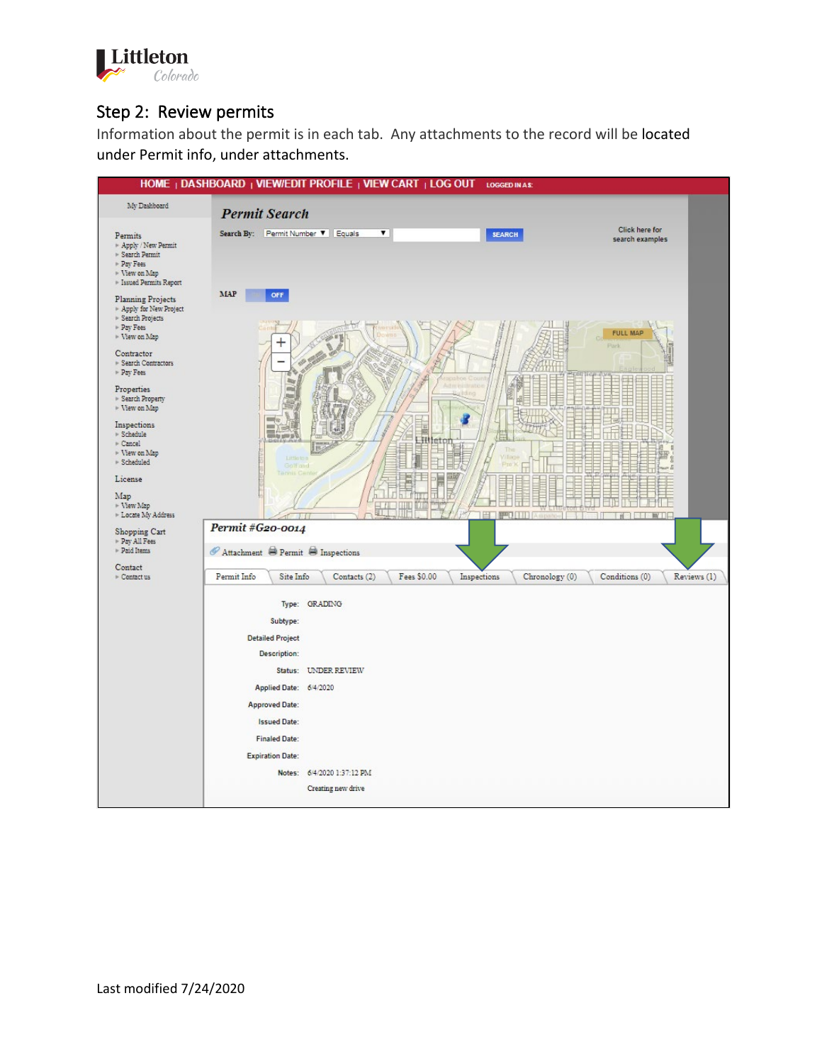## Step 2: Review permits

Information about the permit is in each tab. Any attachments to the record will be located under Permit info, under attachments.

HOME | DASHBOARD | VIEW/EDIT PROFILE | VIEW CART | LOG OUT LOGGED IN AS:

My Dashboard

Permits
- Apply / New Permit
- Search Permit
- Pay Fees
- View on Map
- Issued Permits Report

Planning Projects
- Apply for New Project
- Search Projects
- Pay Fees
- View on Map

Contractor
- Search Contractors
- Pay Fees

Properties
- Search Property
- View on Map

Inspections
- Schedule
- Cancel
- View on Map
- Scheduled

License

Map
- View Map
- Locate My Address

Shopping Cart
- Pay All Fees
- Paid Items

Contact
- Contact us

*Permit Search*

Search By: Permit Number ▼ Equals ▼ SEARCH

Click here for search examples

MAP OFF

FULL MAP

*Permit #G20-0014*

Attachment | Permit | Inspections

Permit Info | Site Info | Contacts (2) | Fees $0.00 | Inspections | Chronology (0) | Conditions (0) | Reviews (1)

Type: GRADING

Subtype:

Detailed Project Description:

Status: UNDER REVIEW

Applied Date: 6/4/2020

Approved Date:

Issued Date:

Finaled Date:

Expiration Date:

Notes: 6/4/2020 1:37:12 PM

Creating new drive

Last modified 7/24/2020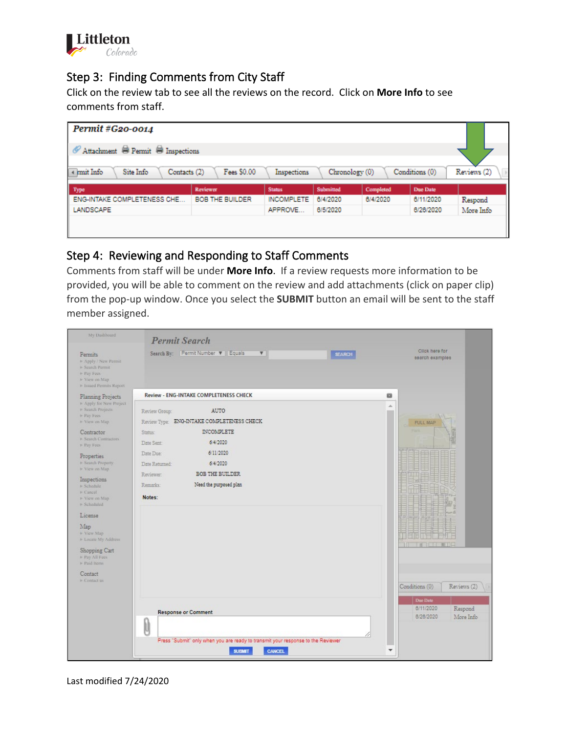## Step 3: Finding Comments from City Staff

Click on the review tab to see all the reviews on the record. Click on **More Info** to see comments from staff.

## Step 4: Reviewing and Responding to Staff Comments

Comments from staff will be under **More Info**. If a review requests more information to be provided, you will be able to comment on the review and add attachments (click on paper clip) from the pop-up window. Once you select the **SUBMIT** button an email will be sent to the staff member assigned.

Last modified 7/24/2020